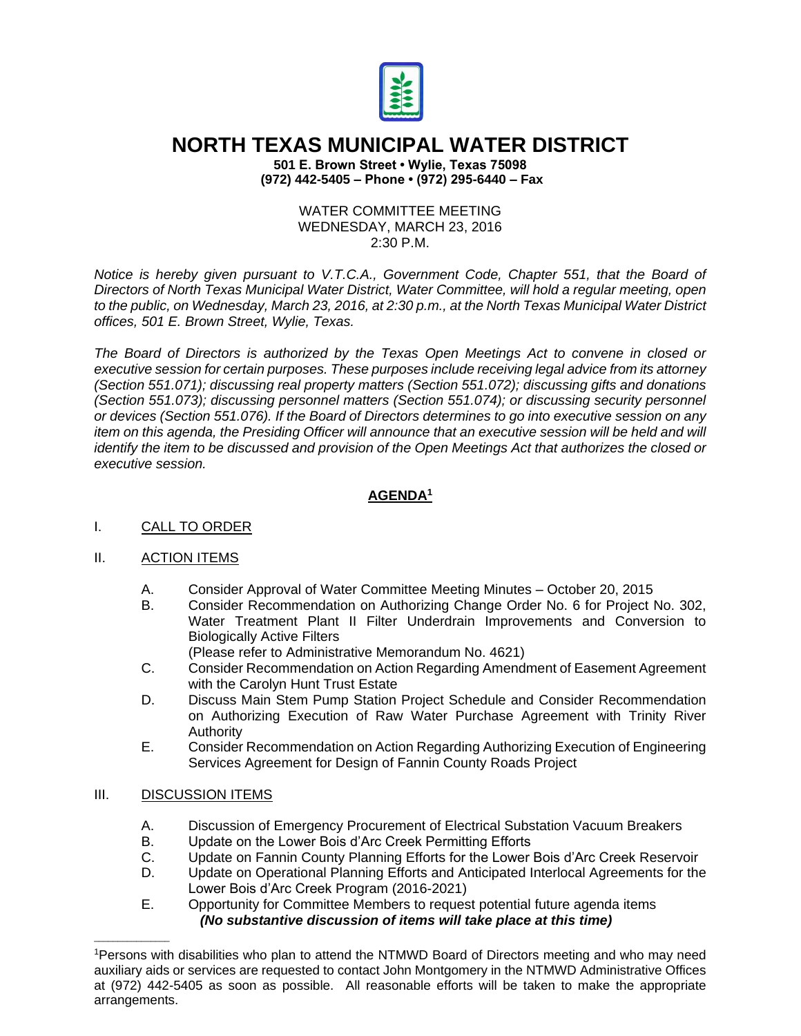# NORTH TEXAS MUNICIPAL WATER DISTRICT

**501 E. Brown Street • Wylie, Texas 75098**
**(972) 442-5405 – Phone • (972) 295-6440 – Fax**

WATER COMMITTEE MEETING
WEDNESDAY, MARCH 23, 2016
2:30 P.M.

*Notice is hereby given pursuant to V.T.C.A., Government Code, Chapter 551, that the Board of Directors of North Texas Municipal Water District, Water Committee, will hold a regular meeting, open to the public, on Wednesday, March 23, 2016, at 2:30 p.m., at the North Texas Municipal Water District offices, 501 E. Brown Street, Wylie, Texas.*

*The Board of Directors is authorized by the Texas Open Meetings Act to convene in closed or executive session for certain purposes. These purposes include receiving legal advice from its attorney (Section 551.071); discussing real property matters (Section 551.072); discussing gifts and donations (Section 551.073); discussing personnel matters (Section 551.074); or discussing security personnel or devices (Section 551.076). If the Board of Directors determines to go into executive session on any item on this agenda, the Presiding Officer will announce that an executive session will be held and will identify the item to be discussed and provision of the Open Meetings Act that authorizes the closed or executive session.*

## AGENDA[1]

I. CALL TO ORDER

II. ACTION ITEMS

A. Consider Approval of Water Committee Meeting Minutes – October 20, 2015

B. Consider Recommendation on Authorizing Change Order No. 6 for Project No. 302, Water Treatment Plant II Filter Underdrain Improvements and Conversion to Biologically Active Filters
(Please refer to Administrative Memorandum No. 4621)

C. Consider Recommendation on Action Regarding Amendment of Easement Agreement with the Carolyn Hunt Trust Estate

D. Discuss Main Stem Pump Station Project Schedule and Consider Recommendation on Authorizing Execution of Raw Water Purchase Agreement with Trinity River Authority

E. Consider Recommendation on Action Regarding Authorizing Execution of Engineering Services Agreement for Design of Fannin County Roads Project

III. DISCUSSION ITEMS

A. Discussion of Emergency Procurement of Electrical Substation Vacuum Breakers

B. Update on the Lower Bois d'Arc Creek Permitting Efforts

C. Update on Fannin County Planning Efforts for the Lower Bois d'Arc Creek Reservoir

D. Update on Operational Planning Efforts and Anticipated Interlocal Agreements for the Lower Bois d'Arc Creek Program (2016-2021)

E. Opportunity for Committee Members to request potential future agenda items
***(No substantive discussion of items will take place at this time)***

---

[1]Persons with disabilities who plan to attend the NTMWD Board of Directors meeting and who may need auxiliary aids or services are requested to contact John Montgomery in the NTMWD Administrative Offices at (972) 442-5405 as soon as possible. All reasonable efforts will be taken to make the appropriate arrangements.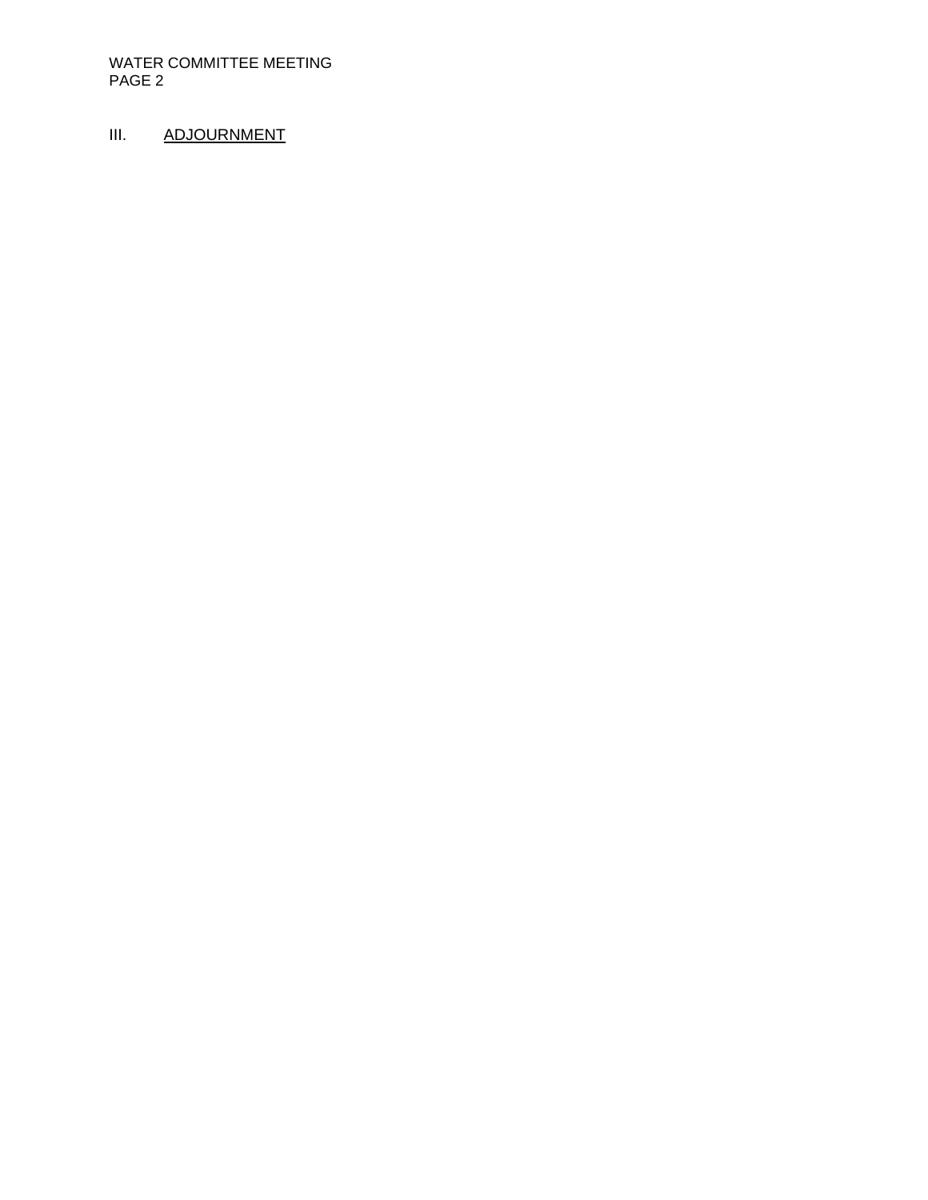## III. <u>ADJOURNMENT</u>